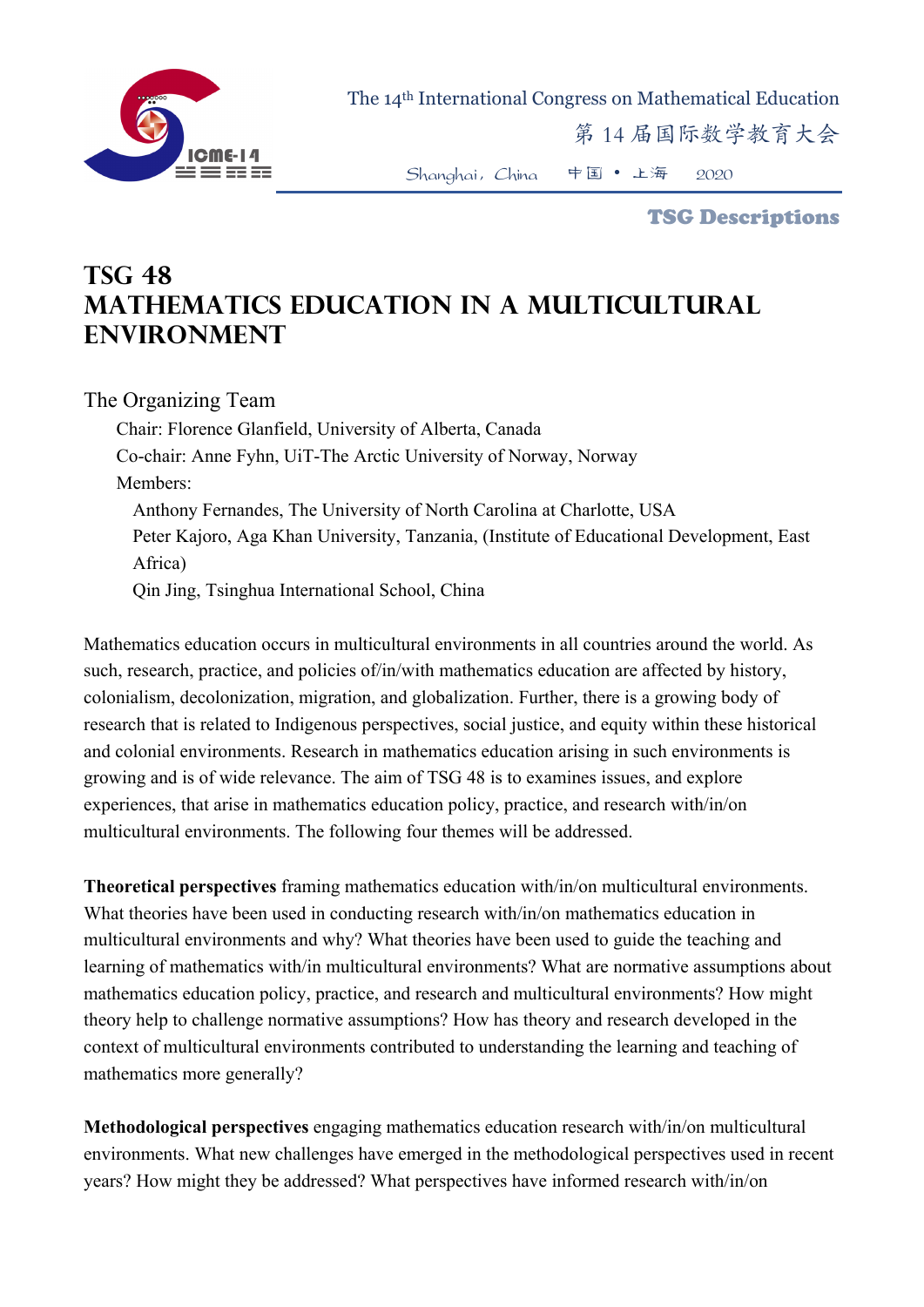# TSG 48
# MATHEMATICS EDUCATION IN A MULTICULTURAL ENVIRONMENT

## The Organizing Team

Chair: Florence Glanfield, University of Alberta, Canada

Co-chair: Anne Fyhn, UiT-The Arctic University of Norway, Norway

Members:

- Anthony Fernandes, The University of North Carolina at Charlotte, USA
- Peter Kajoro, Aga Khan University, Tanzania, (Institute of Educational Development, East Africa)
- Qin Jing, Tsinghua International School, China

Mathematics education occurs in multicultural environments in all countries around the world. As such, research, practice, and policies of/in/with mathematics education are affected by history, colonialism, decolonization, migration, and globalization. Further, there is a growing body of research that is related to Indigenous perspectives, social justice, and equity within these historical and colonial environments. Research in mathematics education arising in such environments is growing and is of wide relevance. The aim of TSG 48 is to examines issues, and explore experiences, that arise in mathematics education policy, practice, and research with/in/on multicultural environments. The following four themes will be addressed.

**Theoretical perspectives** framing mathematics education with/in/on multicultural environments. What theories have been used in conducting research with/in/on mathematics education in multicultural environments and why? What theories have been used to guide the teaching and learning of mathematics with/in multicultural environments? What are normative assumptions about mathematics education policy, practice, and research and multicultural environments? How might theory help to challenge normative assumptions? How has theory and research developed in the context of multicultural environments contributed to understanding the learning and teaching of mathematics more generally?

**Methodological perspectives** engaging mathematics education research with/in/on multicultural environments. What new challenges have emerged in the methodological perspectives used in recent years? How might they be addressed? What perspectives have informed research with/in/on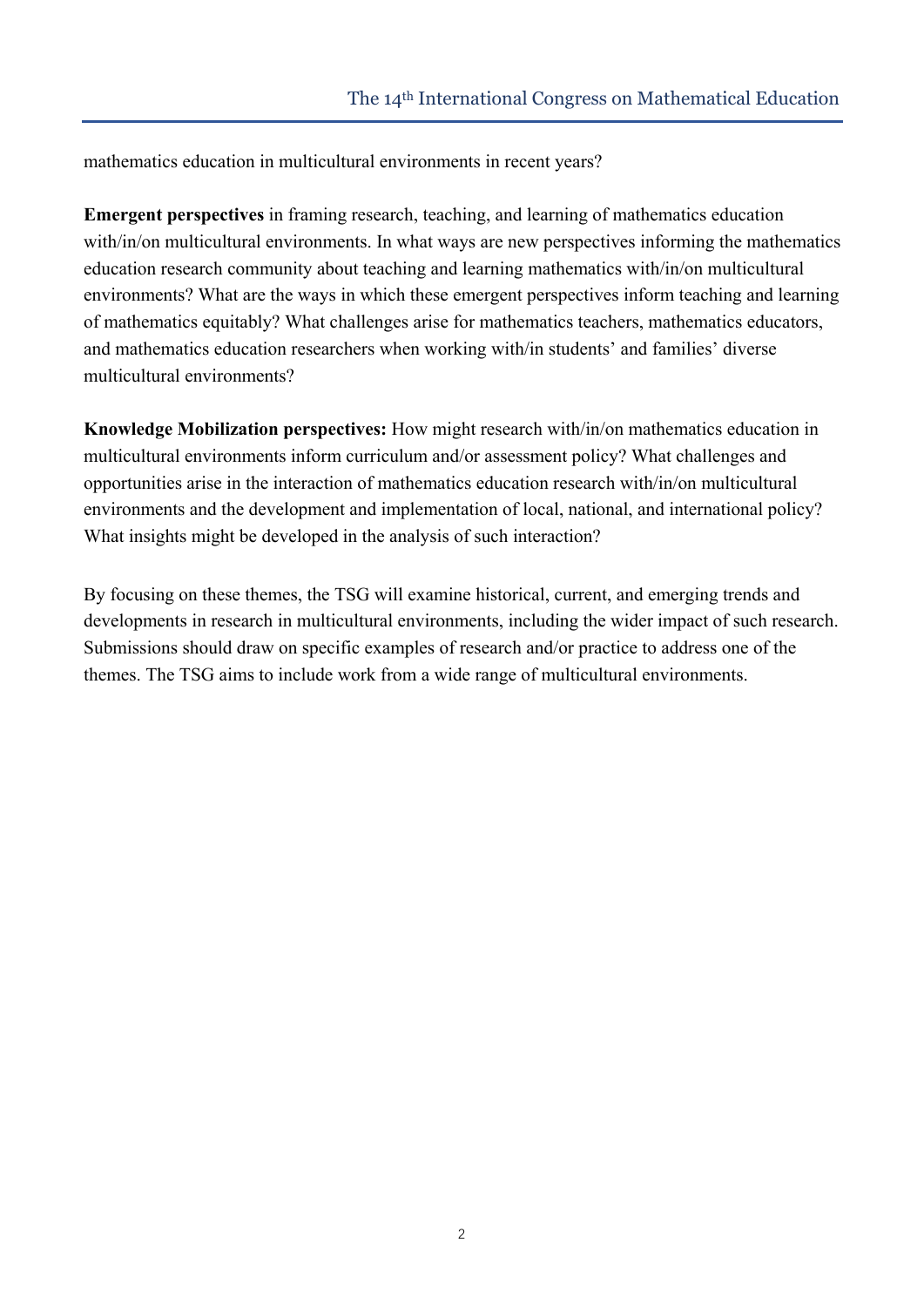mathematics education in multicultural environments in recent years?

**Emergent perspectives** in framing research, teaching, and learning of mathematics education with/in/on multicultural environments. In what ways are new perspectives informing the mathematics education research community about teaching and learning mathematics with/in/on multicultural environments? What are the ways in which these emergent perspectives inform teaching and learning of mathematics equitably? What challenges arise for mathematics teachers, mathematics educators, and mathematics education researchers when working with/in students' and families' diverse multicultural environments?

**Knowledge Mobilization perspectives:** How might research with/in/on mathematics education in multicultural environments inform curriculum and/or assessment policy? What challenges and opportunities arise in the interaction of mathematics education research with/in/on multicultural environments and the development and implementation of local, national, and international policy? What insights might be developed in the analysis of such interaction?

By focusing on these themes, the TSG will examine historical, current, and emerging trends and developments in research in multicultural environments, including the wider impact of such research. Submissions should draw on specific examples of research and/or practice to address one of the themes. The TSG aims to include work from a wide range of multicultural environments.